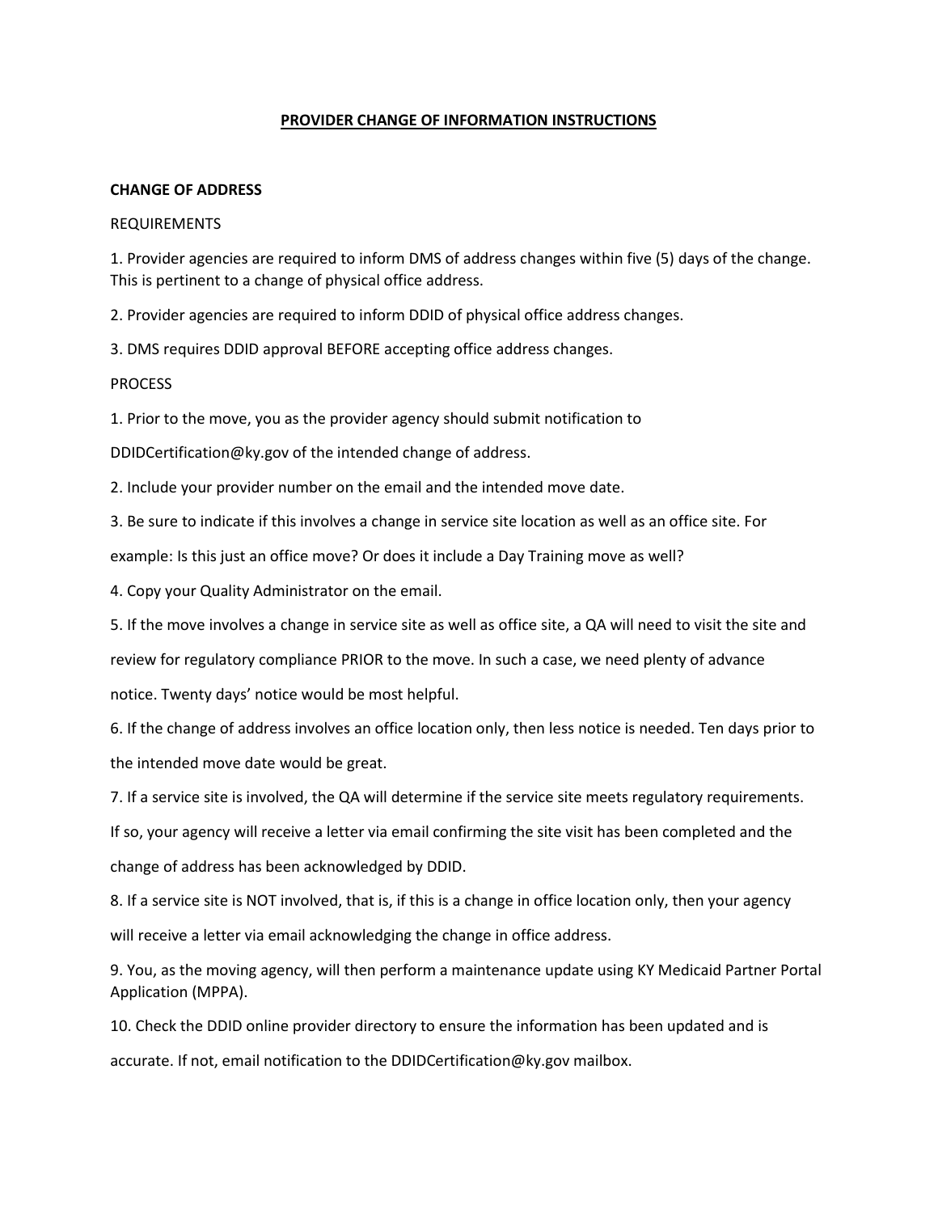# PROVIDER CHANGE OF INFORMATION INSTRUCTIONS

## CHANGE OF ADDRESS

REQUIREMENTS

1. Provider agencies are required to inform DMS of address changes within five (5) days of the change. This is pertinent to a change of physical office address.
2. Provider agencies are required to inform DDID of physical office address changes.
3. DMS requires DDID approval BEFORE accepting office address changes.

PROCESS

1. Prior to the move, you as the provider agency should submit notification to DDIDCertification@ky.gov of the intended change of address.
2. Include your provider number on the email and the intended move date.
3. Be sure to indicate if this involves a change in service site location as well as an office site. For example: Is this just an office move? Or does it include a Day Training move as well?
4. Copy your Quality Administrator on the email.
5. If the move involves a change in service site as well as office site, a QA will need to visit the site and review for regulatory compliance PRIOR to the move. In such a case, we need plenty of advance notice. Twenty days' notice would be most helpful.
6. If the change of address involves an office location only, then less notice is needed. Ten days prior to the intended move date would be great.
7. If a service site is involved, the QA will determine if the service site meets regulatory requirements. If so, your agency will receive a letter via email confirming the site visit has been completed and the change of address has been acknowledged by DDID.
8. If a service site is NOT involved, that is, if this is a change in office location only, then your agency will receive a letter via email acknowledging the change in office address.
9. You, as the moving agency, will then perform a maintenance update using KY Medicaid Partner Portal Application (MPPA).
10. Check the DDID online provider directory to ensure the information has been updated and is accurate. If not, email notification to the DDIDCertification@ky.gov mailbox.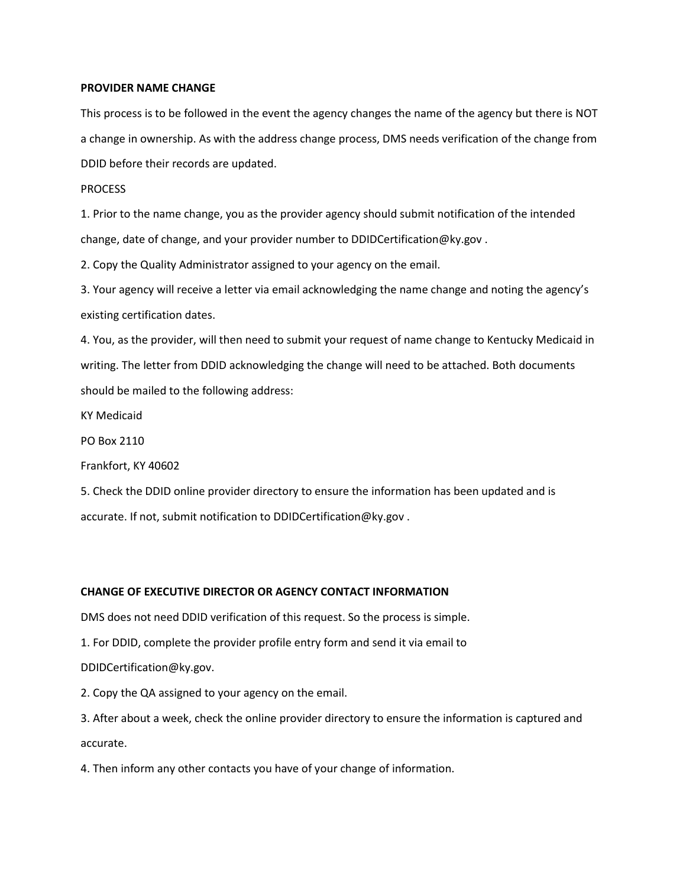## PROVIDER NAME CHANGE

This process is to be followed in the event the agency changes the name of the agency but there is NOT a change in ownership. As with the address change process, DMS needs verification of the change from DDID before their records are updated.

PROCESS

1. Prior to the name change, you as the provider agency should submit notification of the intended change, date of change, and your provider number to DDIDCertification@ky.gov .
2. Copy the Quality Administrator assigned to your agency on the email.
3. Your agency will receive a letter via email acknowledging the name change and noting the agency's existing certification dates.
4. You, as the provider, will then need to submit your request of name change to Kentucky Medicaid in writing. The letter from DDID acknowledging the change will need to be attached. Both documents should be mailed to the following address:

KY Medicaid

PO Box 2110

Frankfort, KY 40602

5. Check the DDID online provider directory to ensure the information has been updated and is accurate. If not, submit notification to DDIDCertification@ky.gov .

## CHANGE OF EXECUTIVE DIRECTOR OR AGENCY CONTACT INFORMATION

DMS does not need DDID verification of this request. So the process is simple.

1. For DDID, complete the provider profile entry form and send it via email to DDIDCertification@ky.gov.
2. Copy the QA assigned to your agency on the email.
3. After about a week, check the online provider directory to ensure the information is captured and accurate.
4. Then inform any other contacts you have of your change of information.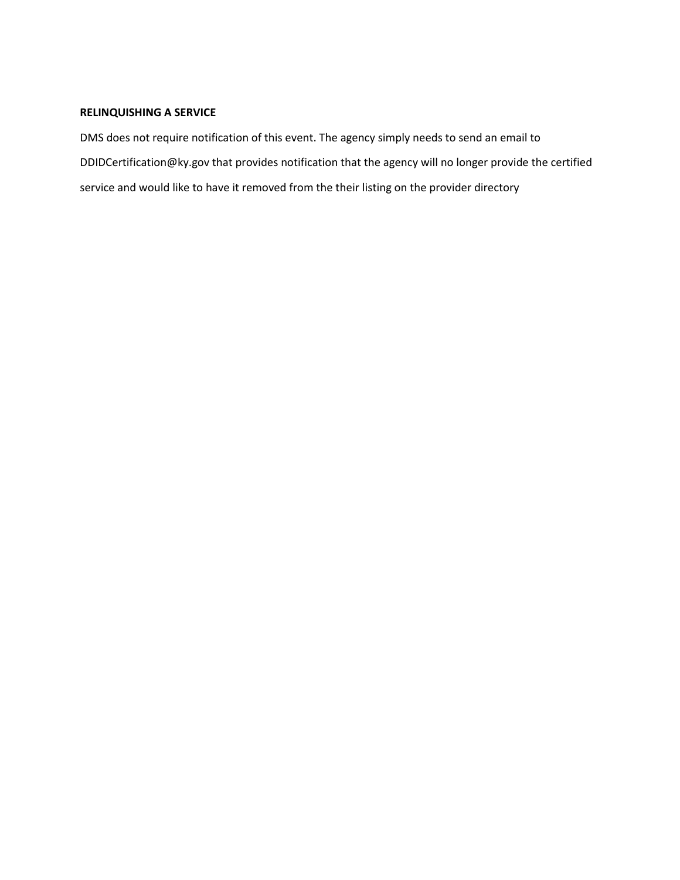**RELINQUISHING A SERVICE**

DMS does not require notification of this event. The agency simply needs to send an email to DDIDCertification@ky.gov that provides notification that the agency will no longer provide the certified service and would like to have it removed from the their listing on the provider directory